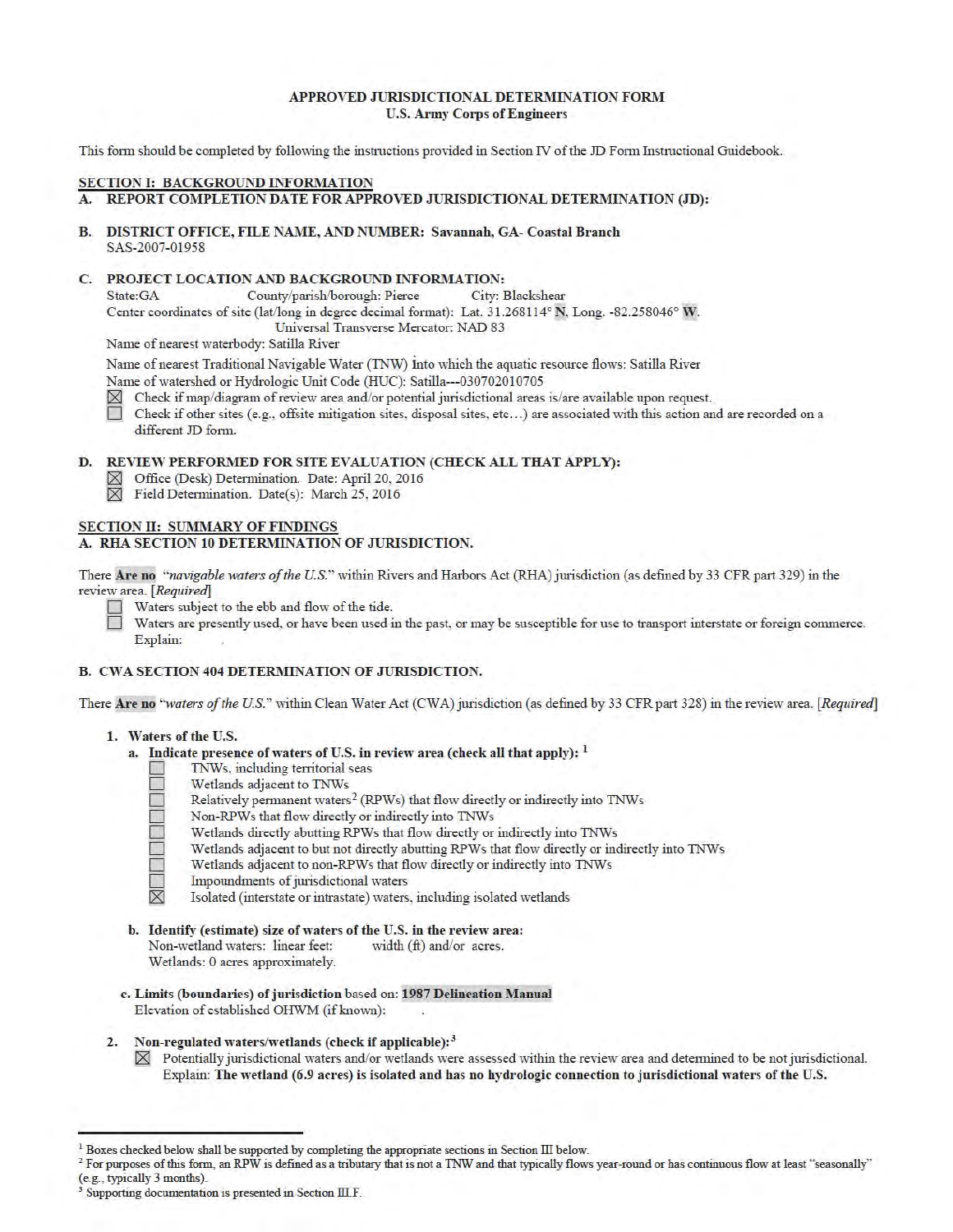## APPROVED JURISDICTIONAL DETERMINATION FORM
## U.S. Army Corps of Engineers

This form should be completed by following the instructions provided in Section IV of the JD Form Instructional Guidebook.

### SECTION I: BACKGROUND INFORMATION

**A. REPORT COMPLETION DATE FOR APPROVED JURISDICTIONAL DETERMINATION (JD):**

**B. DISTRICT OFFICE, FILE NAME, AND NUMBER: Savannah, GA- Coastal Branch**
SAS-2007-01958

**C. PROJECT LOCATION AND BACKGROUND INFORMATION:**
State:GA County/parish/borough: Pierce City: Blackshear
Center coordinates of site (lat/long in degree decimal format): Lat. 31.268114° N, Long. -82.258046° W.
Universal Transverse Mercator: NAD 83
Name of nearest waterbody: Satilla River
Name of nearest Traditional Navigable Water (TNW) into which the aquatic resource flows: Satilla River
Name of watershed or Hydrologic Unit Code (HUC): Satilla---030702010705

- [x] Check if map/diagram of review area and/or potential jurisdictional areas is/are available upon request.
- [ ] Check if other sites (e.g., offsite mitigation sites, disposal sites, etc…) are associated with this action and are recorded on a different JD form.

**D. REVIEW PERFORMED FOR SITE EVALUATION (CHECK ALL THAT APPLY):**

- [x] Office (Desk) Determination. Date: April 20, 2016
- [x] Field Determination. Date(s): March 25, 2016

### SECTION II: SUMMARY OF FINDINGS

**A. RHA SECTION 10 DETERMINATION OF JURISDICTION.**

There **Are no** *"navigable waters of the U.S."* within Rivers and Harbors Act (RHA) jurisdiction (as defined by 33 CFR part 329) in the review area. [*Required*]

- [ ] Waters subject to the ebb and flow of the tide.
- [ ] Waters are presently used, or have been used in the past, or may be susceptible for use to transport interstate or foreign commerce. Explain:

**B. CWA SECTION 404 DETERMINATION OF JURISDICTION.**

There **Are no** *"waters of the U.S."* within Clean Water Act (CWA) jurisdiction (as defined by 33 CFR part 328) in the review area. [*Required*]

**1. Waters of the U.S.**

**a. Indicate presence of waters of U.S. in review area (check all that apply):** [1]

- [ ] TNWs, including territorial seas
- [ ] Wetlands adjacent to TNWs
- [ ] Relatively permanent waters[2] (RPWs) that flow directly or indirectly into TNWs
- [ ] Non-RPWs that flow directly or indirectly into TNWs
- [ ] Wetlands directly abutting RPWs that flow directly or indirectly into TNWs
- [ ] Wetlands adjacent to but not directly abutting RPWs that flow directly or indirectly into TNWs
- [ ] Wetlands adjacent to non-RPWs that flow directly or indirectly into TNWs
- [ ] Impoundments of jurisdictional waters
- [x] Isolated (interstate or intrastate) waters, including isolated wetlands

**b. Identify (estimate) size of waters of the U.S. in the review area:**
Non-wetland waters: linear feet: width (ft) and/or acres.
Wetlands: 0 acres approximately.

**c. Limits (boundaries) of jurisdiction** based on: **1987 Delineation Manual**
Elevation of established OHWM (if known):

**2. Non-regulated waters/wetlands (check if applicable):**[3]

- [x] Potentially jurisdictional waters and/or wetlands were assessed within the review area and determined to be not jurisdictional. Explain: **The wetland (6.9 acres) is isolated and has no hydrologic connection to jurisdictional waters of the U.S.**

---

[1] Boxes checked below shall be supported by completing the appropriate sections in Section III below.
[2] For purposes of this form, an RPW is defined as a tributary that is not a TNW and that typically flows year-round or has continuous flow at least "seasonally" (e.g., typically 3 months).
[3] Supporting documentation is presented in Section III.F.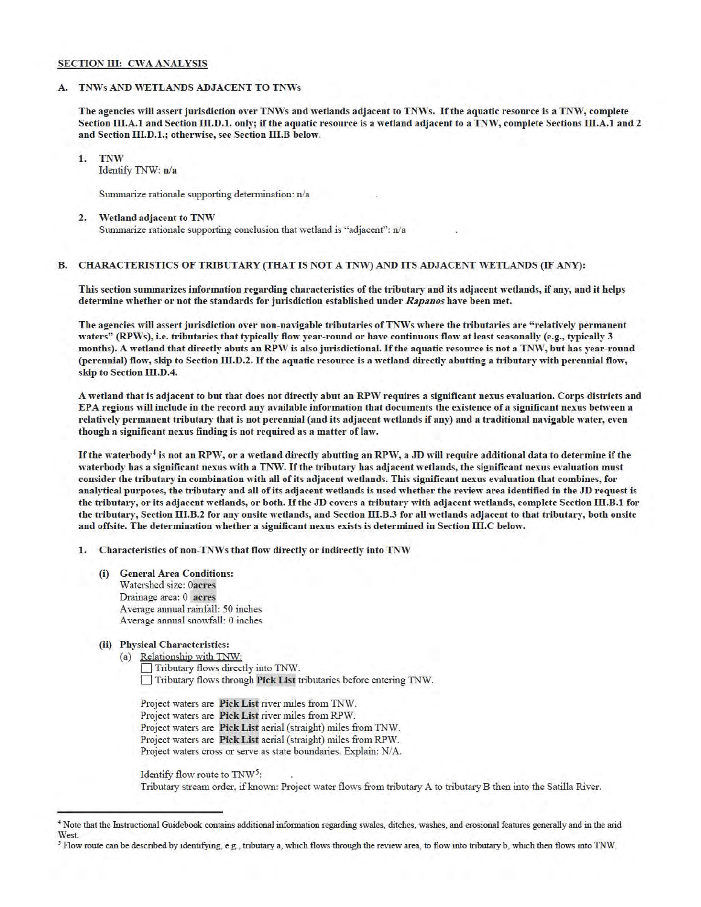**SECTION III: CWA ANALYSIS**

**A. TNWs AND WETLANDS ADJACENT TO TNWs**

**The agencies will assert jurisdiction over TNWs and wetlands adjacent to TNWs. If the aquatic resource is a TNW, complete Section III.A.1 and Section III.D.1. only; if the aquatic resource is a wetland adjacent to a TNW, complete Sections III.A.1 and 2 and Section III.D.1.; otherwise, see Section III.B below.**

1. **TNW**
   Identify TNW: **n/a**

   Summarize rationale supporting determination: n/a

2. **Wetland adjacent to TNW**
   Summarize rationale supporting conclusion that wetland is "adjacent": n/a

**B. CHARACTERISTICS OF TRIBUTARY (THAT IS NOT A TNW) AND ITS ADJACENT WETLANDS (IF ANY):**

**This section summarizes information regarding characteristics of the tributary and its adjacent wetlands, if any, and it helps determine whether or not the standards for jurisdiction established under *Rapanos* have been met.**

**The agencies will assert jurisdiction over non-navigable tributaries of TNWs where the tributaries are "relatively permanent waters" (RPWs), i.e. tributaries that typically flow year-round or have continuous flow at least seasonally (e.g., typically 3 months). A wetland that directly abuts an RPW is also jurisdictional. If the aquatic resource is not a TNW, but has year-round (perennial) flow, skip to Section III.D.2. If the aquatic resource is a wetland directly abutting a tributary with perennial flow, skip to Section III.D.4.**

**A wetland that is adjacent to but that does not directly abut an RPW requires a significant nexus evaluation. Corps districts and EPA regions will include in the record any available information that documents the existence of a significant nexus between a relatively permanent tributary that is not perennial (and its adjacent wetlands if any) and a traditional navigable water, even though a significant nexus finding is not required as a matter of law.**

**If the waterbody[4] is not an RPW, or a wetland directly abutting an RPW, a JD will require additional data to determine if the waterbody has a significant nexus with a TNW. If the tributary has adjacent wetlands, the significant nexus evaluation must consider the tributary in combination with all of its adjacent wetlands. This significant nexus evaluation that combines, for analytical purposes, the tributary and all of its adjacent wetlands is used whether the review area identified in the JD request is the tributary, or its adjacent wetlands, or both. If the JD covers a tributary with adjacent wetlands, complete Section III.B.1 for the tributary, Section III.B.2 for any onsite wetlands, and Section III.B.3 for all wetlands adjacent to that tributary, both onsite and offsite. The determination whether a significant nexus exists is determined in Section III.C below.**

1. **Characteristics of non-TNWs that flow directly or indirectly into TNW**

   **(i) General Area Conditions:**
   Watershed size: 0**acres**
   Drainage area: 0 **acres**
   Average annual rainfall: 50 inches
   Average annual snowfall: 0 inches

   **(ii) Physical Characteristics:**
   (a) Relationship with TNW:
   ☐ Tributary flows directly into TNW.
   ☐ Tributary flows through **Pick List** tributaries before entering TNW.

   Project waters are **Pick List** river miles from TNW.
   Project waters are **Pick List** river miles from RPW.
   Project waters are **Pick List** aerial (straight) miles from TNW.
   Project waters are **Pick List** aerial (straight) miles from RPW.
   Project waters cross or serve as state boundaries. Explain: N/A.

   Identify flow route to TNW[5]: .
   Tributary stream order, if known: Project water flows from tributary A to tributary B then into the Satilla River.

---

[4] Note that the Instructional Guidebook contains additional information regarding swales, ditches, washes, and erosional features generally and in the arid West.

[5] Flow route can be described by identifying, e.g., tributary a, which flows through the review area, to flow into tributary b, which then flows into TNW.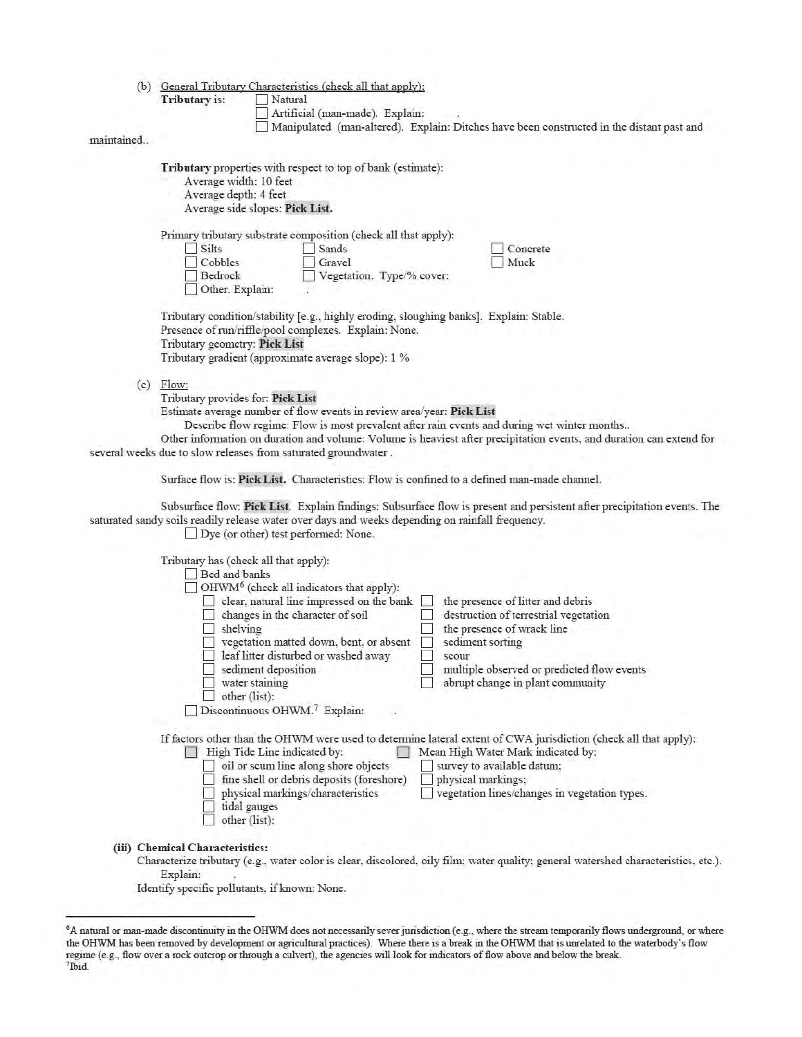(b) General Tributary Characteristics (check all that apply):

**Tributary** is:
- ☐ Natural
- ☐ Artificial (man-made). Explain: .
- ☐ Manipulated (man-altered). Explain: Ditches have been constructed in the distant past and maintained..

**Tributary** properties with respect to top of bank (estimate):
- Average width: 10 feet
- Average depth: 4 feet
- Average side slopes: **Pick List.**

Primary tributary substrate composition (check all that apply):

| | | |
|---|---|---|
| ☐ Silts | ☐ Sands | ☐ Concrete |
| ☐ Cobbles | ☐ Gravel | ☐ Muck |
| ☐ Bedrock | ☐ Vegetation. Type/% cover: | |
| ☐ Other. Explain: . | | |

Tributary condition/stability [e.g., highly eroding, sloughing banks]. Explain: Stable.
Presence of run/riffle/pool complexes. Explain: None.
Tributary geometry: **Pick List**
Tributary gradient (approximate average slope): 1 %

(c) Flow:

Tributary provides for: **Pick List**
Estimate average number of flow events in review area/year: **Pick List**
Describe flow regime: Flow is most prevalent after rain events and during wet winter months..
Other information on duration and volume: Volume is heaviest after precipitation events, and duration can extend for several weeks due to slow releases from saturated groundwater .

Surface flow is: **Pick List.** Characteristics: Flow is confined to a defined man-made channel.

Subsurface flow: **Pick List**. Explain findings: Subsurface flow is present and persistent after precipitation events. The saturated sandy soils readily release water over days and weeks depending on rainfall frequency.
☐ Dye (or other) test performed: None.

Tributary has (check all that apply):
- ☐ Bed and banks
- ☐ OHWM[6] (check all indicators that apply):

| | |
|---|---|
| ☐ clear, natural line impressed on the bank | ☐ the presence of litter and debris |
| ☐ changes in the character of soil | ☐ destruction of terrestrial vegetation |
| ☐ shelving | ☐ the presence of wrack line |
| ☐ vegetation matted down, bent, or absent | ☐ sediment sorting |
| ☐ leaf litter disturbed or washed away | ☐ scour |
| ☐ sediment deposition | ☐ multiple observed or predicted flow events |
| ☐ water staining | ☐ abrupt change in plant community |
| ☐ other (list): | |

- ☐ Discontinuous OHWM.[7] Explain: .

If factors other than the OHWM were used to determine lateral extent of CWA jurisdiction (check all that apply):

| | |
|---|---|
| ☐ High Tide Line indicated by: | ☐ Mean High Water Mark indicated by: |
| ☐ oil or scum line along shore objects | ☐ survey to available datum; |
| ☐ fine shell or debris deposits (foreshore) | ☐ physical markings; |
| ☐ physical markings/characteristics | ☐ vegetation lines/changes in vegetation types. |
| ☐ tidal gauges | |
| ☐ other (list): | |

**(iii) Chemical Characteristics:**

Characterize tributary (e.g., water color is clear, discolored, oily film; water quality; general watershed characteristics, etc.). Explain: .
Identify specific pollutants, if known: None.

---

[6] A natural or man-made discontinuity in the OHWM does not necessarily sever jurisdiction (e.g., where the stream temporarily flows underground, or where the OHWM has been removed by development or agricultural practices). Where there is a break in the OHWM that is unrelated to the waterbody's flow regime (e.g., flow over a rock outcrop or through a culvert), the agencies will look for indicators of flow above and below the break.

[7] Ibid.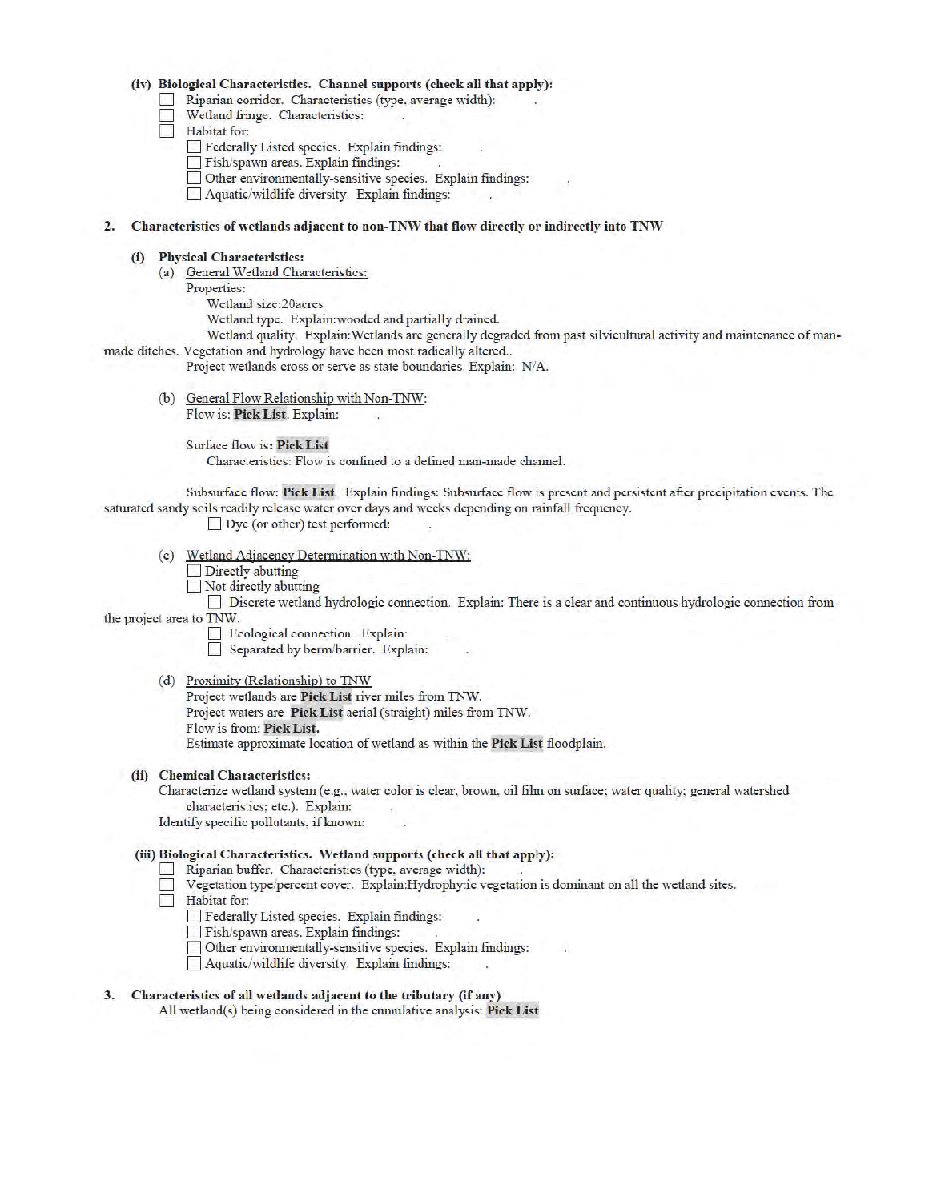**(iv) Biological Characteristics. Channel supports (check all that apply):**

- ☐ Riparian corridor. Characteristics (type, average width): .
- ☐ Wetland fringe. Characteristics: .
- ☐ Habitat for:
  - ☐ Federally Listed species. Explain findings: .
  - ☐ Fish/spawn areas. Explain findings: .
  - ☐ Other environmentally-sensitive species. Explain findings: .
  - ☐ Aquatic/wildlife diversity. Explain findings: .

**2. Characteristics of wetlands adjacent to non-TNW that flow directly or indirectly into TNW**

**(i) Physical Characteristics:**

(a) General Wetland Characteristics:

Properties:

Wetland size:20acres

Wetland type. Explain:wooded and partially drained.

Wetland quality. Explain:Wetlands are generally degraded from past silvicultural activity and maintenance of man-made ditches. Vegetation and hydrology have been most radically altered..

Project wetlands cross or serve as state boundaries. Explain: N/A.

(b) General Flow Relationship with Non-TNW:

Flow is: **Pick List**. Explain: .

Surface flow is**: Pick List**

Characteristics: Flow is confined to a defined man-made channel.

Subsurface flow: **Pick List**. Explain findings: Subsurface flow is present and persistent after precipitation events. The saturated sandy soils readily release water over days and weeks depending on rainfall frequency.

☐ Dye (or other) test performed: .

(c) Wetland Adjacency Determination with Non-TNW:

- ☐ Directly abutting
- ☐ Not directly abutting
  - ☐ Discrete wetland hydrologic connection. Explain: There is a clear and continuous hydrologic connection from the project area to TNW.
  - ☐ Ecological connection. Explain: .
  - ☐ Separated by berm/barrier. Explain: .

(d) Proximity (Relationship) to TNW

Project wetlands are **Pick List** river miles from TNW.

Project waters are **Pick List** aerial (straight) miles from TNW.

Flow is from: **Pick List.**

Estimate approximate location of wetland as within the **Pick List** floodplain.

**(ii) Chemical Characteristics:**

Characterize wetland system (e.g., water color is clear, brown, oil film on surface; water quality; general watershed characteristics; etc.). Explain: .

Identify specific pollutants, if known: .

**(iii) Biological Characteristics. Wetland supports (check all that apply):**

- ☐ Riparian buffer. Characteristics (type, average width): .
- ☐ Vegetation type/percent cover. Explain:Hydrophytic vegetation is dominant on all the wetland sites.
- ☐ Habitat for:
  - ☐ Federally Listed species. Explain findings: .
  - ☐ Fish/spawn areas. Explain findings: .
  - ☐ Other environmentally-sensitive species. Explain findings: .
  - ☐ Aquatic/wildlife diversity. Explain findings: .

**3. Characteristics of all wetlands adjacent to the tributary (if any)**

All wetland(s) being considered in the cumulative analysis: **Pick List**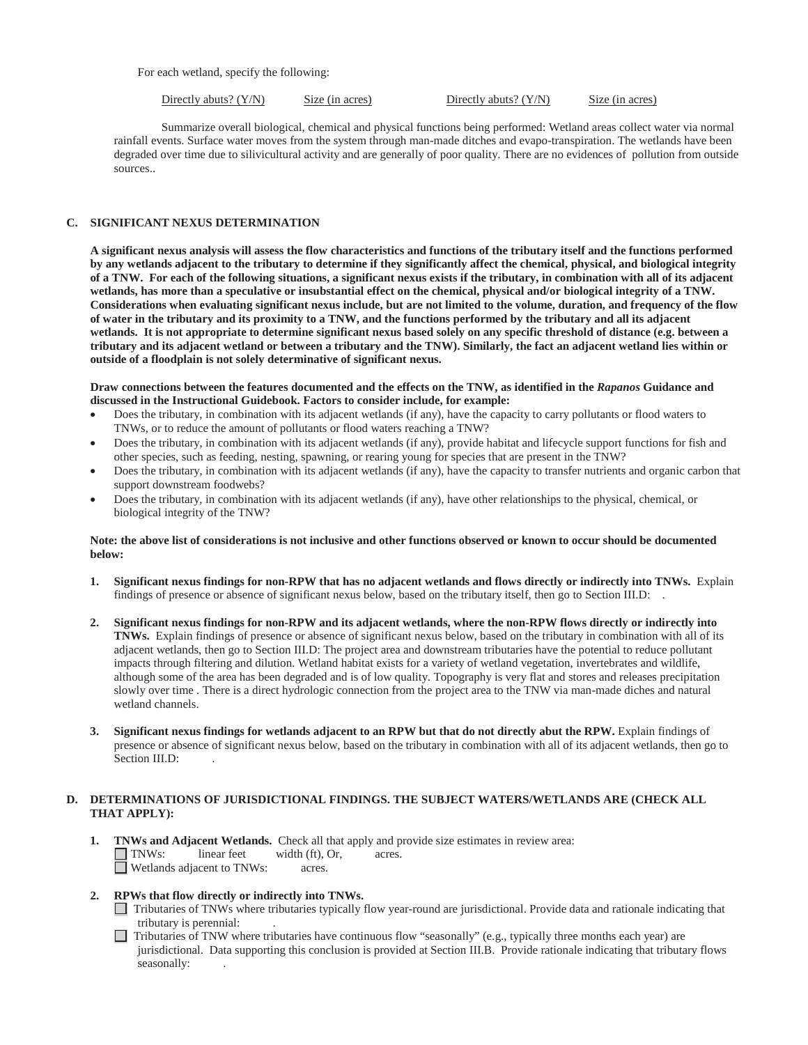For each wetland, specify the following:

| Directly abuts? (Y/N) | Size (in acres) | Directly abuts? (Y/N) | Size (in acres) |
|---|---|---|---|

Summarize overall biological, chemical and physical functions being performed: Wetland areas collect water via normal rainfall events. Surface water moves from the system through man-made ditches and evapo-transpiration. The wetlands have been degraded over time due to silivicultural activity and are generally of poor quality. There are no evidences of pollution from outside sources..

## C. SIGNIFICANT NEXUS DETERMINATION

**A significant nexus analysis will assess the flow characteristics and functions of the tributary itself and the functions performed by any wetlands adjacent to the tributary to determine if they significantly affect the chemical, physical, and biological integrity of a TNW. For each of the following situations, a significant nexus exists if the tributary, in combination with all of its adjacent wetlands, has more than a speculative or insubstantial effect on the chemical, physical and/or biological integrity of a TNW. Considerations when evaluating significant nexus include, but are not limited to the volume, duration, and frequency of the flow of water in the tributary and its proximity to a TNW, and the functions performed by the tributary and all its adjacent wetlands. It is not appropriate to determine significant nexus based solely on any specific threshold of distance (e.g. between a tributary and its adjacent wetland or between a tributary and the TNW). Similarly, the fact an adjacent wetland lies within or outside of a floodplain is not solely determinative of significant nexus.**

**Draw connections between the features documented and the effects on the TNW, as identified in the *Rapanos* Guidance and discussed in the Instructional Guidebook. Factors to consider include, for example:**

- Does the tributary, in combination with its adjacent wetlands (if any), have the capacity to carry pollutants or flood waters to TNWs, or to reduce the amount of pollutants or flood waters reaching a TNW?
- Does the tributary, in combination with its adjacent wetlands (if any), provide habitat and lifecycle support functions for fish and other species, such as feeding, nesting, spawning, or rearing young for species that are present in the TNW?
- Does the tributary, in combination with its adjacent wetlands (if any), have the capacity to transfer nutrients and organic carbon that support downstream foodwebs?
- Does the tributary, in combination with its adjacent wetlands (if any), have other relationships to the physical, chemical, or biological integrity of the TNW?

**Note: the above list of considerations is not inclusive and other functions observed or known to occur should be documented below:**

1. **Significant nexus findings for non-RPW that has no adjacent wetlands and flows directly or indirectly into TNWs.** Explain findings of presence or absence of significant nexus below, based on the tributary itself, then go to Section III.D: .

2. **Significant nexus findings for non-RPW and its adjacent wetlands, where the non-RPW flows directly or indirectly into TNWs.** Explain findings of presence or absence of significant nexus below, based on the tributary in combination with all of its adjacent wetlands, then go to Section III.D: The project area and downstream tributaries have the potential to reduce pollutant impacts through filtering and dilution. Wetland habitat exists for a variety of wetland vegetation, invertebrates and wildlife, although some of the area has been degraded and is of low quality. Topography is very flat and stores and releases precipitation slowly over time . There is a direct hydrologic connection from the project area to the TNW via man-made diches and natural wetland channels.

3. **Significant nexus findings for wetlands adjacent to an RPW but that do not directly abut the RPW.** Explain findings of presence or absence of significant nexus below, based on the tributary in combination with all of its adjacent wetlands, then go to Section III.D: .

## D. DETERMINATIONS OF JURISDICTIONAL FINDINGS. THE SUBJECT WATERS/WETLANDS ARE (CHECK ALL THAT APPLY):

1. **TNWs and Adjacent Wetlands.** Check all that apply and provide size estimates in review area:
   - ☐ TNWs: linear feet width (ft), Or, acres.
   - ☐ Wetlands adjacent to TNWs: acres.

2. **RPWs that flow directly or indirectly into TNWs.**
   - ☐ Tributaries of TNWs where tributaries typically flow year-round are jurisdictional. Provide data and rationale indicating that tributary is perennial: .
   - ☐ Tributaries of TNW where tributaries have continuous flow "seasonally" (e.g., typically three months each year) are jurisdictional. Data supporting this conclusion is provided at Section III.B. Provide rationale indicating that tributary flows seasonally: .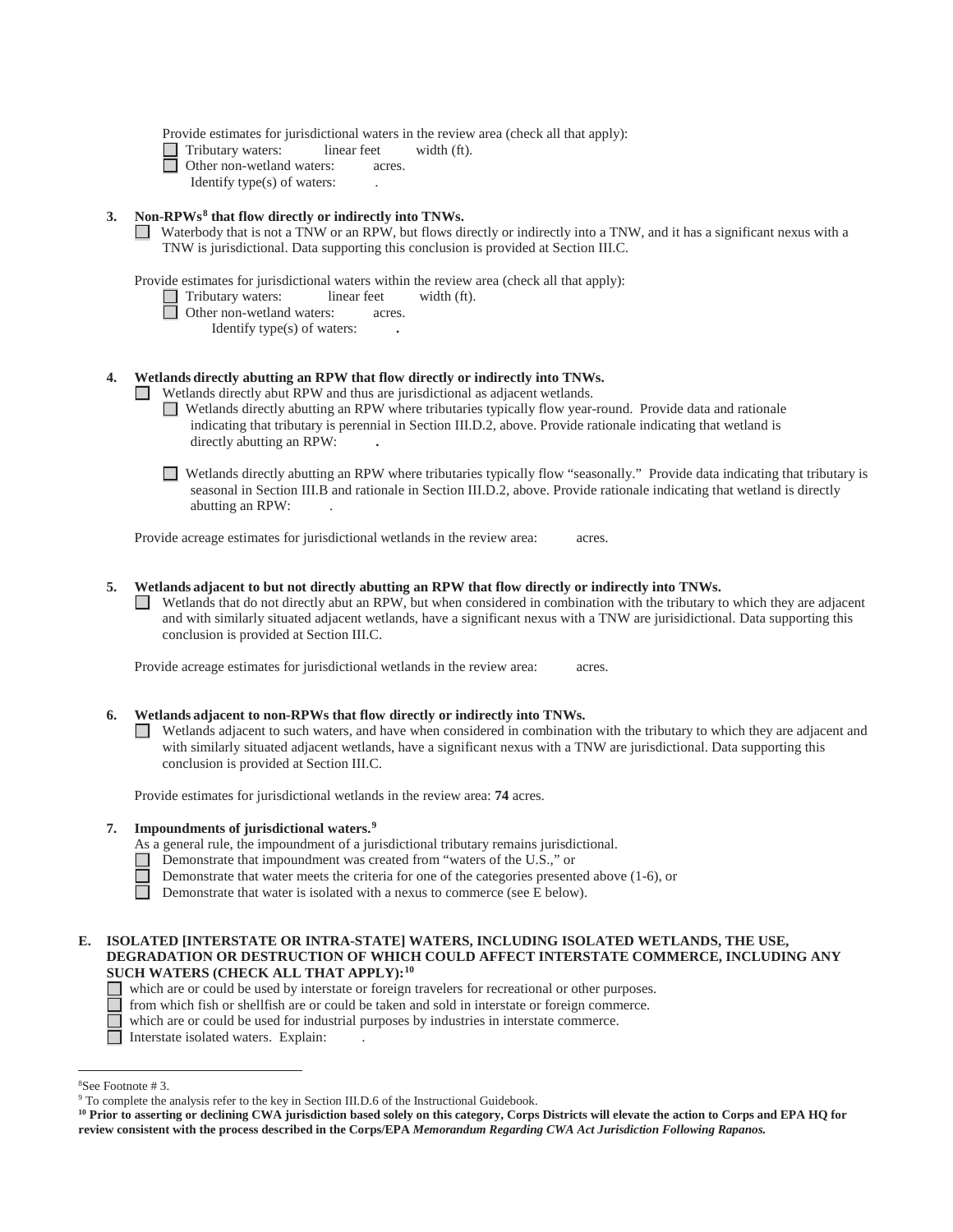Provide estimates for jurisdictional waters in the review area (check all that apply):

- ☐ Tributary waters: linear feet width (ft).
- ☐ Other non-wetland waters: acres.
  - Identify type(s) of waters: .

**3. Non-RPWs[8] that flow directly or indirectly into TNWs.**

☐ Waterbody that is not a TNW or an RPW, but flows directly or indirectly into a TNW, and it has a significant nexus with a TNW is jurisdictional. Data supporting this conclusion is provided at Section III.C.

Provide estimates for jurisdictional waters within the review area (check all that apply):

- ☐ Tributary waters: linear feet width (ft).
- ☐ Other non-wetland waters: acres.
  - Identify type(s) of waters: **.**

**4. Wetlands directly abutting an RPW that flow directly or indirectly into TNWs.**

☐ Wetlands directly abut RPW and thus are jurisdictional as adjacent wetlands.

- ☐ Wetlands directly abutting an RPW where tributaries typically flow year-round. Provide data and rationale indicating that tributary is perennial in Section III.D.2, above. Provide rationale indicating that wetland is directly abutting an RPW: **.**

- ☐ Wetlands directly abutting an RPW where tributaries typically flow "seasonally." Provide data indicating that tributary is seasonal in Section III.B and rationale in Section III.D.2, above. Provide rationale indicating that wetland is directly abutting an RPW: .

Provide acreage estimates for jurisdictional wetlands in the review area: acres.

**5. Wetlands adjacent to but not directly abutting an RPW that flow directly or indirectly into TNWs.**

☐ Wetlands that do not directly abut an RPW, but when considered in combination with the tributary to which they are adjacent and with similarly situated adjacent wetlands, have a significant nexus with a TNW are jurisidictional. Data supporting this conclusion is provided at Section III.C.

Provide acreage estimates for jurisdictional wetlands in the review area: acres.

**6. Wetlands adjacent to non-RPWs that flow directly or indirectly into TNWs.**

☐ Wetlands adjacent to such waters, and have when considered in combination with the tributary to which they are adjacent and with similarly situated adjacent wetlands, have a significant nexus with a TNW are jurisdictional. Data supporting this conclusion is provided at Section III.C.

Provide estimates for jurisdictional wetlands in the review area: **74** acres.

**7. Impoundments of jurisdictional waters.[9]**

As a general rule, the impoundment of a jurisdictional tributary remains jurisdictional.

- ☐ Demonstrate that impoundment was created from "waters of the U.S.," or
- ☐ Demonstrate that water meets the criteria for one of the categories presented above (1-6), or
- ☐ Demonstrate that water is isolated with a nexus to commerce (see E below).

**E. ISOLATED [INTERSTATE OR INTRA-STATE] WATERS, INCLUDING ISOLATED WETLANDS, THE USE, DEGRADATION OR DESTRUCTION OF WHICH COULD AFFECT INTERSTATE COMMERCE, INCLUDING ANY SUCH WATERS (CHECK ALL THAT APPLY):[10]**

- ☐ which are or could be used by interstate or foreign travelers for recreational or other purposes.
- ☐ from which fish or shellfish are or could be taken and sold in interstate or foreign commerce.
- ☐ which are or could be used for industrial purposes by industries in interstate commerce.
- ☐ Interstate isolated waters. Explain: .

---

[8] See Footnote # 3.

[9] To complete the analysis refer to the key in Section III.D.6 of the Instructional Guidebook.

**[10] Prior to asserting or declining CWA jurisdiction based solely on this category, Corps Districts will elevate the action to Corps and EPA HQ for review consistent with the process described in the Corps/EPA *Memorandum Regarding CWA Act Jurisdiction Following Rapanos.***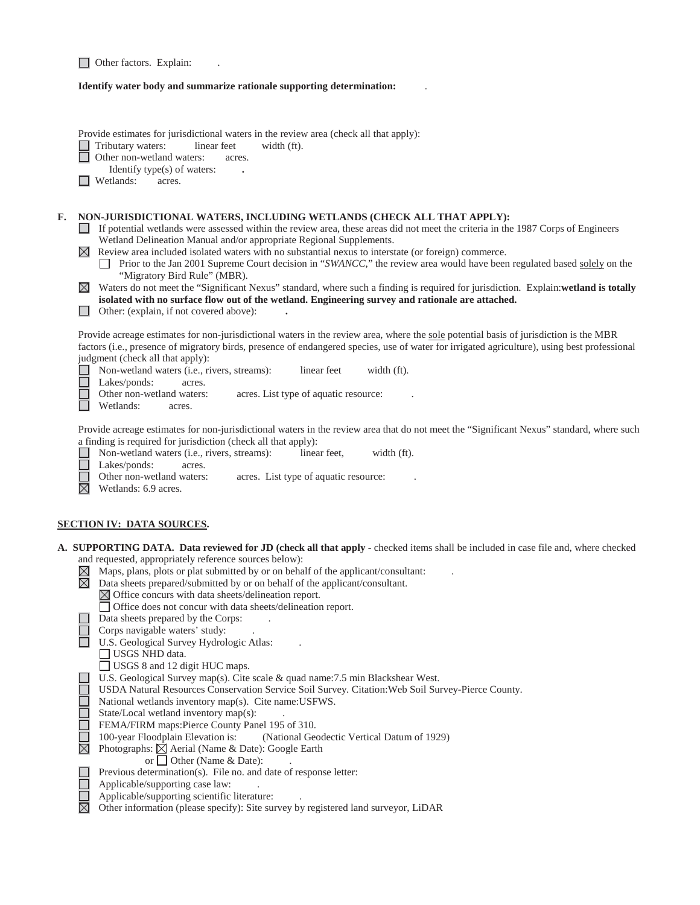☐ Other factors. Explain: .

**Identify water body and summarize rationale supporting determination:** .

Provide estimates for jurisdictional waters in the review area (check all that apply):

☐ Tributary waters: linear feet width (ft).
☐ Other non-wetland waters: acres.
  Identify type(s) of waters: **.**
☐ Wetlands: acres.

**F. NON-JURISDICTIONAL WATERS, INCLUDING WETLANDS (CHECK ALL THAT APPLY):**

☐ If potential wetlands were assessed within the review area, these areas did not meet the criteria in the 1987 Corps of Engineers Wetland Delineation Manual and/or appropriate Regional Supplements.
☒ Review area included isolated waters with no substantial nexus to interstate (or foreign) commerce.
  ☐ Prior to the Jan 2001 Supreme Court decision in "*SWANCC*," the review area would have been regulated based solely on the "Migratory Bird Rule" (MBR).
☒ Waters do not meet the "Significant Nexus" standard, where such a finding is required for jurisdiction. Explain:**wetland is totally isolated with no surface flow out of the wetland. Engineering survey and rationale are attached.**
☐ Other: (explain, if not covered above): **.**

Provide acreage estimates for non-jurisdictional waters in the review area, where the sole potential basis of jurisdiction is the MBR factors (i.e., presence of migratory birds, presence of endangered species, use of water for irrigated agriculture), using best professional judgment (check all that apply):

☐ Non-wetland waters (i.e., rivers, streams): linear feet width (ft).
☐ Lakes/ponds: acres.
☐ Other non-wetland waters: acres. List type of aquatic resource: .
☐ Wetlands: acres.

Provide acreage estimates for non-jurisdictional waters in the review area that do not meet the "Significant Nexus" standard, where such a finding is required for jurisdiction (check all that apply):

☐ Non-wetland waters (i.e., rivers, streams): linear feet, width (ft).
☐ Lakes/ponds: acres.
☐ Other non-wetland waters: acres. List type of aquatic resource: .
☒ Wetlands: 6.9 acres.

## SECTION IV: DATA SOURCES.

**A. SUPPORTING DATA. Data reviewed for JD (check all that apply** - checked items shall be included in case file and, where checked and requested, appropriately reference sources below):

☒ Maps, plans, plots or plat submitted by or on behalf of the applicant/consultant: .
☒ Data sheets prepared/submitted by or on behalf of the applicant/consultant.
  ☒ Office concurs with data sheets/delineation report.
  ☐ Office does not concur with data sheets/delineation report.
☐ Data sheets prepared by the Corps: .
☐ Corps navigable waters' study: .
☐ U.S. Geological Survey Hydrologic Atlas: .
  ☐ USGS NHD data.
  ☐ USGS 8 and 12 digit HUC maps.
☐ U.S. Geological Survey map(s). Cite scale & quad name:7.5 min Blackshear West.
☐ USDA Natural Resources Conservation Service Soil Survey. Citation:Web Soil Survey-Pierce County.
☐ National wetlands inventory map(s). Cite name:USFWS.
☐ State/Local wetland inventory map(s): .
☐ FEMA/FIRM maps:Pierce County Panel 195 of 310.
☐ 100-year Floodplain Elevation is: (National Geodectic Vertical Datum of 1929)
☒ Photographs: ☒ Aerial (Name & Date): Google Earth
  or ☐ Other (Name & Date): .
☐ Previous determination(s). File no. and date of response letter:
☐ Applicable/supporting case law: .
☐ Applicable/supporting scientific literature: .
☒ Other information (please specify): Site survey by registered land surveyor, LiDAR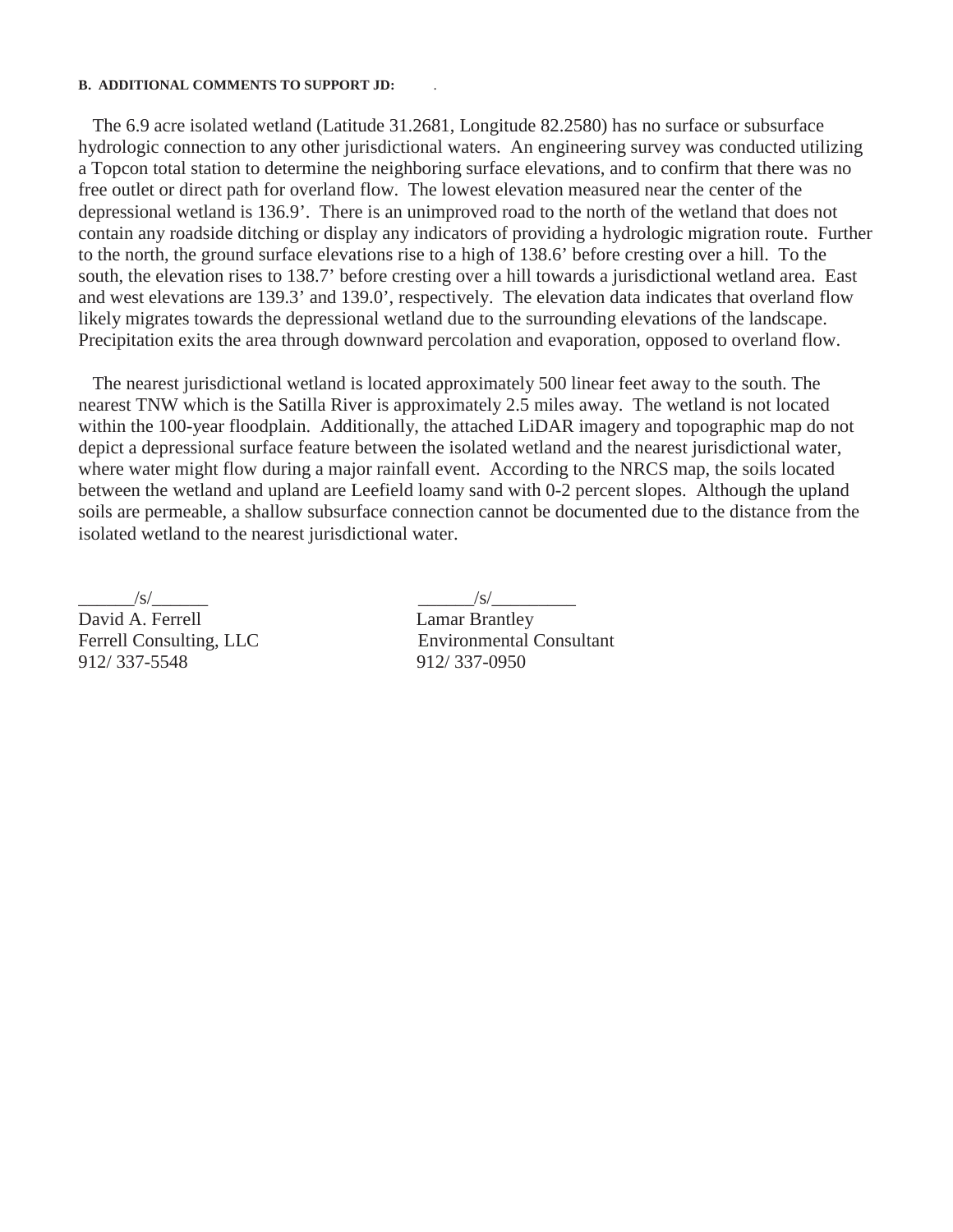**B. ADDITIONAL COMMENTS TO SUPPORT JD:** .

The 6.9 acre isolated wetland (Latitude 31.2681, Longitude 82.2580) has no surface or subsurface hydrologic connection to any other jurisdictional waters. An engineering survey was conducted utilizing a Topcon total station to determine the neighboring surface elevations, and to confirm that there was no free outlet or direct path for overland flow. The lowest elevation measured near the center of the depressional wetland is 136.9'. There is an unimproved road to the north of the wetland that does not contain any roadside ditching or display any indicators of providing a hydrologic migration route. Further to the north, the ground surface elevations rise to a high of 138.6' before cresting over a hill. To the south, the elevation rises to 138.7' before cresting over a hill towards a jurisdictional wetland area. East and west elevations are 139.3' and 139.0', respectively. The elevation data indicates that overland flow likely migrates towards the depressional wetland due to the surrounding elevations of the landscape. Precipitation exits the area through downward percolation and evaporation, opposed to overland flow.

The nearest jurisdictional wetland is located approximately 500 linear feet away to the south. The nearest TNW which is the Satilla River is approximately 2.5 miles away. The wetland is not located within the 100-year floodplain. Additionally, the attached LiDAR imagery and topographic map do not depict a depressional surface feature between the isolated wetland and the nearest jurisdictional water, where water might flow during a major rainfall event. According to the NRCS map, the soils located between the wetland and upland are Leefield loamy sand with 0-2 percent slopes. Although the upland soils are permeable, a shallow subsurface connection cannot be documented due to the distance from the isolated wetland to the nearest jurisdictional water.

______/s/______
David A. Ferrell
Ferrell Consulting, LLC
912/ 337-5548

______/s/_________
Lamar Brantley
Environmental Consultant
912/ 337-0950